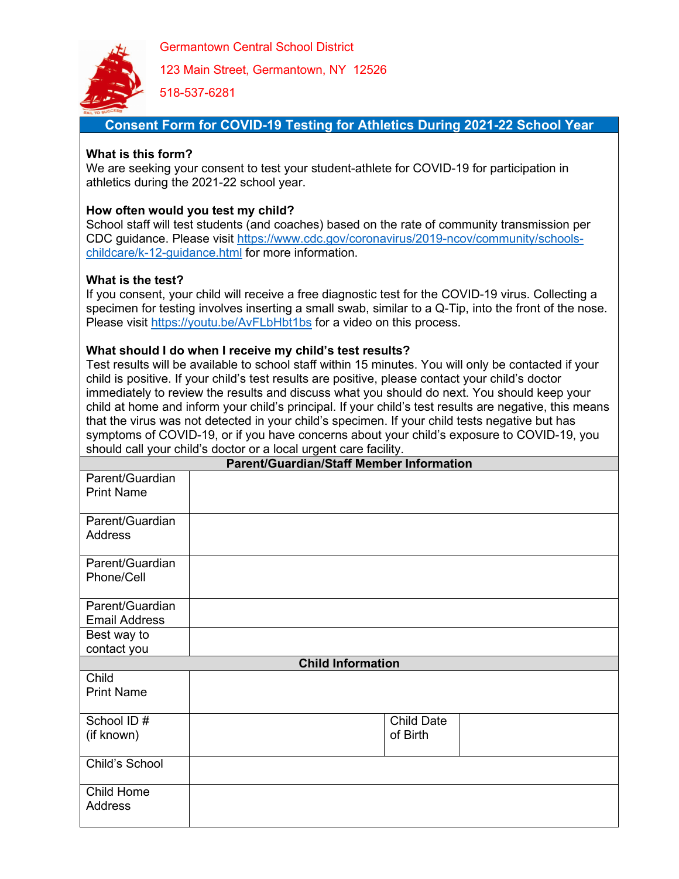Germantown Central School District

123 Main Street, Germantown, NY 12526

518-537-6281

## Consent Form for COVID-19 Testing for Athletics During 2021-22 School Year

**What is this form?**
We are seeking your consent to test your student-athlete for COVID-19 for participation in athletics during the 2021-22 school year.

**How often would you test my child?**
School staff will test students (and coaches) based on the rate of community transmission per CDC guidance. Please visit https://www.cdc.gov/coronavirus/2019-ncov/community/schools-childcare/k-12-guidance.html for more information.

**What is the test?**
If you consent, your child will receive a free diagnostic test for the COVID-19 virus. Collecting a specimen for testing involves inserting a small swab, similar to a Q-Tip, into the front of the nose. Please visit https://youtu.be/AvFLbHbt1bs for a video on this process.

**What should I do when I receive my child's test results?**
Test results will be available to school staff within 15 minutes. You will only be contacted if your child is positive. If your child's test results are positive, please contact your child's doctor immediately to review the results and discuss what you should do next. You should keep your child at home and inform your child's principal. If your child's test results are negative, this means that the virus was not detected in your child's specimen. If your child tests negative but has symptoms of COVID-19, or if you have concerns about your child's exposure to COVID-19, you should call your child's doctor or a local urgent care facility.

| Parent/Guardian/Staff Member Information | | | |
|---|---|---|---|
| Parent/Guardian Print Name | | | |
| Parent/Guardian Address | | | |
| Parent/Guardian Phone/Cell | | | |
| Parent/Guardian Email Address | | | |
| Best way to contact you | | | |
| **Child Information** | | | |
| Child Print Name | | | |
| School ID # (if known) | | Child Date of Birth | |
| Child's School | | | |
| Child Home Address | | | |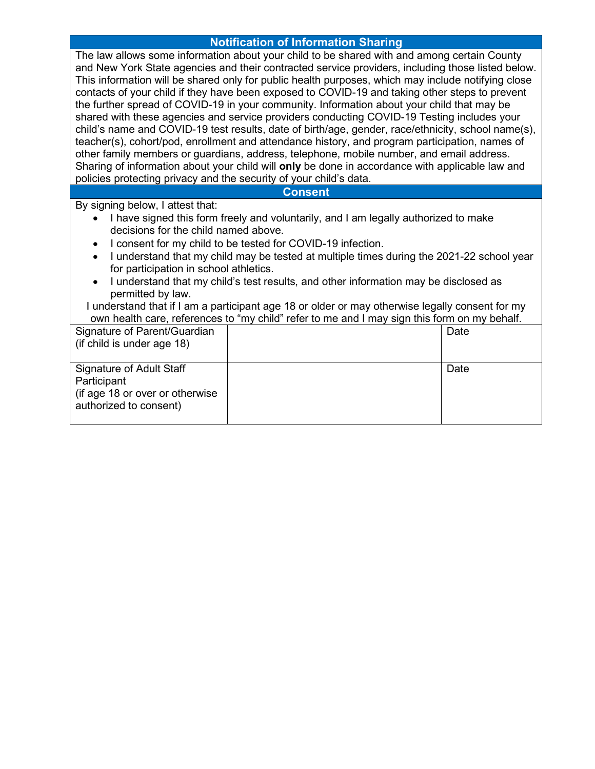## Notification of Information Sharing

The law allows some information about your child to be shared with and among certain County and New York State agencies and their contracted service providers, including those listed below. This information will be shared only for public health purposes, which may include notifying close contacts of your child if they have been exposed to COVID-19 and taking other steps to prevent the further spread of COVID-19 in your community. Information about your child that may be shared with these agencies and service providers conducting COVID-19 Testing includes your child's name and COVID-19 test results, date of birth/age, gender, race/ethnicity, school name(s), teacher(s), cohort/pod, enrollment and attendance history, and program participation, names of other family members or guardians, address, telephone, mobile number, and email address. Sharing of information about your child will **only** be done in accordance with applicable law and policies protecting privacy and the security of your child's data.

## Consent

By signing below, I attest that:

- I have signed this form freely and voluntarily, and I am legally authorized to make decisions for the child named above.
- I consent for my child to be tested for COVID-19 infection.
- I understand that my child may be tested at multiple times during the 2021-22 school year for participation in school athletics.
- I understand that my child's test results, and other information may be disclosed as permitted by law.

I understand that if I am a participant age 18 or older or may otherwise legally consent for my own health care, references to "my child" refer to me and I may sign this form on my behalf.

| | | |
|---|---|---|
| Signature of Parent/Guardian (if child is under age 18) | | Date |
| Signature of Adult Staff Participant (if age 18 or over or otherwise authorized to consent) | | Date |